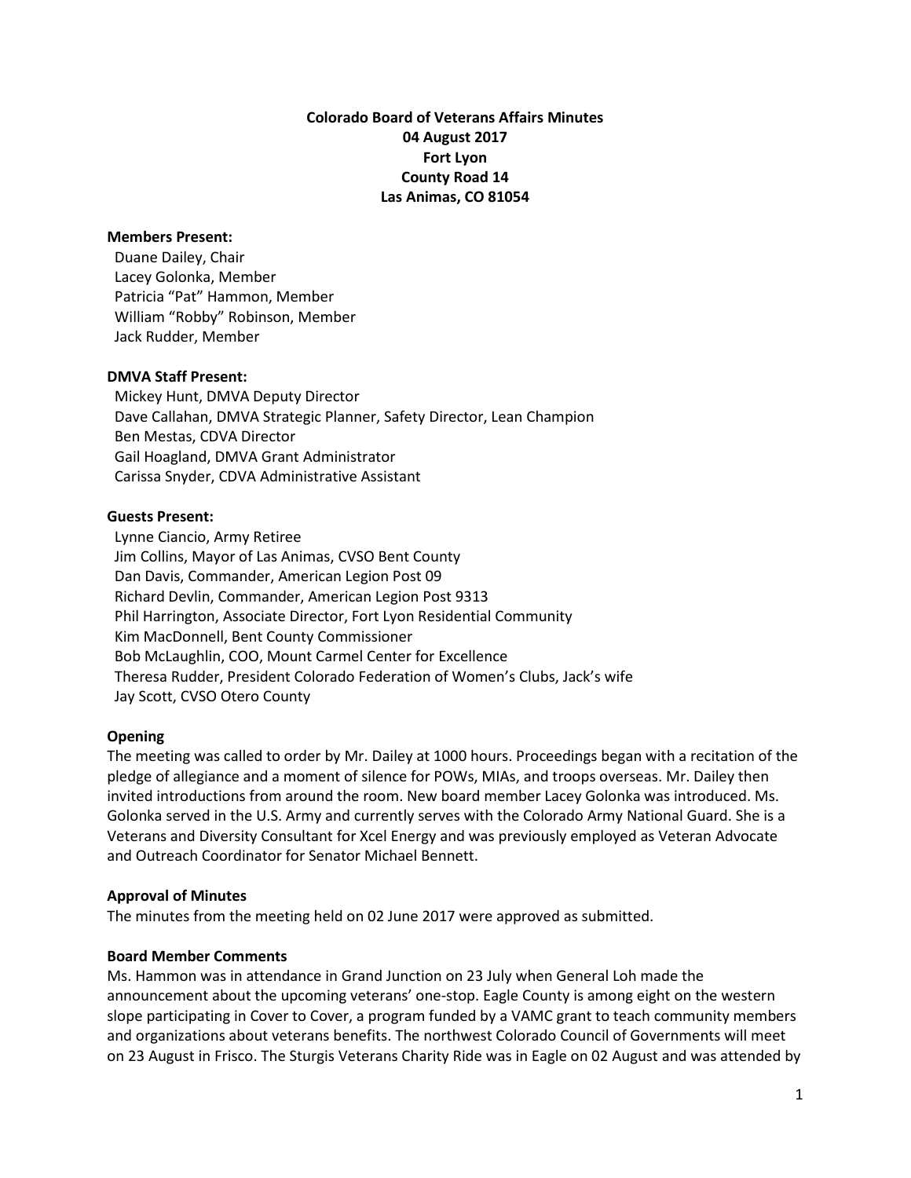**Colorado Board of Veterans Affairs Minutes**
**04 August 2017**
**Fort Lyon**
**County Road 14**
**Las Animas, CO 81054**

**Members Present:**
Duane Dailey, Chair
Lacey Golonka, Member
Patricia "Pat" Hammon, Member
William "Robby" Robinson, Member
Jack Rudder, Member

**DMVA Staff Present:**
Mickey Hunt, DMVA Deputy Director
Dave Callahan, DMVA Strategic Planner, Safety Director, Lean Champion
Ben Mestas, CDVA Director
Gail Hoagland, DMVA Grant Administrator
Carissa Snyder, CDVA Administrative Assistant

**Guests Present:**
Lynne Ciancio, Army Retiree
Jim Collins, Mayor of Las Animas, CVSO Bent County
Dan Davis, Commander, American Legion Post 09
Richard Devlin, Commander, American Legion Post 9313
Phil Harrington, Associate Director, Fort Lyon Residential Community
Kim MacDonnell, Bent County Commissioner
Bob McLaughlin, COO, Mount Carmel Center for Excellence
Theresa Rudder, President Colorado Federation of Women's Clubs, Jack's wife
Jay Scott, CVSO Otero County

**Opening**

The meeting was called to order by Mr. Dailey at 1000 hours. Proceedings began with a recitation of the pledge of allegiance and a moment of silence for POWs, MIAs, and troops overseas. Mr. Dailey then invited introductions from around the room. New board member Lacey Golonka was introduced. Ms. Golonka served in the U.S. Army and currently serves with the Colorado Army National Guard. She is a Veterans and Diversity Consultant for Xcel Energy and was previously employed as Veteran Advocate and Outreach Coordinator for Senator Michael Bennett.

**Approval of Minutes**

The minutes from the meeting held on 02 June 2017 were approved as submitted.

**Board Member Comments**

Ms. Hammon was in attendance in Grand Junction on 23 July when General Loh made the announcement about the upcoming veterans' one-stop. Eagle County is among eight on the western slope participating in Cover to Cover, a program funded by a VAMC grant to teach community members and organizations about veterans benefits. The northwest Colorado Council of Governments will meet on 23 August in Frisco. The Sturgis Veterans Charity Ride was in Eagle on 02 August and was attended by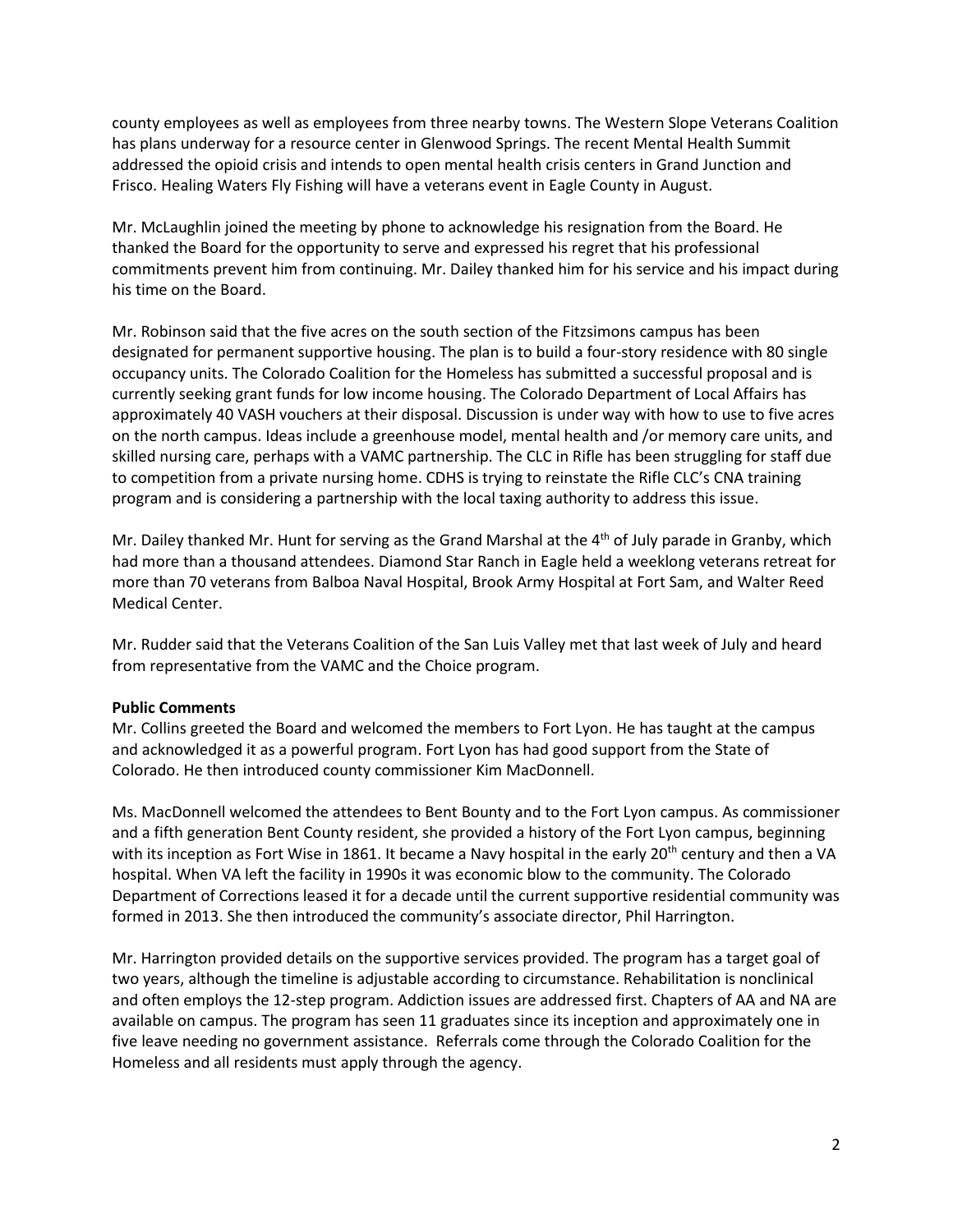county employees as well as employees from three nearby towns. The Western Slope Veterans Coalition has plans underway for a resource center in Glenwood Springs. The recent Mental Health Summit addressed the opioid crisis and intends to open mental health crisis centers in Grand Junction and Frisco. Healing Waters Fly Fishing will have a veterans event in Eagle County in August.

Mr. McLaughlin joined the meeting by phone to acknowledge his resignation from the Board. He thanked the Board for the opportunity to serve and expressed his regret that his professional commitments prevent him from continuing. Mr. Dailey thanked him for his service and his impact during his time on the Board.

Mr. Robinson said that the five acres on the south section of the Fitzsimons campus has been designated for permanent supportive housing. The plan is to build a four-story residence with 80 single occupancy units. The Colorado Coalition for the Homeless has submitted a successful proposal and is currently seeking grant funds for low income housing. The Colorado Department of Local Affairs has approximately 40 VASH vouchers at their disposal. Discussion is under way with how to use to five acres on the north campus. Ideas include a greenhouse model, mental health and /or memory care units, and skilled nursing care, perhaps with a VAMC partnership. The CLC in Rifle has been struggling for staff due to competition from a private nursing home. CDHS is trying to reinstate the Rifle CLC's CNA training program and is considering a partnership with the local taxing authority to address this issue.

Mr. Dailey thanked Mr. Hunt for serving as the Grand Marshal at the 4th of July parade in Granby, which had more than a thousand attendees. Diamond Star Ranch in Eagle held a weeklong veterans retreat for more than 70 veterans from Balboa Naval Hospital, Brook Army Hospital at Fort Sam, and Walter Reed Medical Center.

Mr. Rudder said that the Veterans Coalition of the San Luis Valley met that last week of July and heard from representative from the VAMC and the Choice program.

**Public Comments**

Mr. Collins greeted the Board and welcomed the members to Fort Lyon. He has taught at the campus and acknowledged it as a powerful program. Fort Lyon has had good support from the State of Colorado. He then introduced county commissioner Kim MacDonnell.

Ms. MacDonnell welcomed the attendees to Bent Bounty and to the Fort Lyon campus. As commissioner and a fifth generation Bent County resident, she provided a history of the Fort Lyon campus, beginning with its inception as Fort Wise in 1861. It became a Navy hospital in the early 20th century and then a VA hospital. When VA left the facility in 1990s it was economic blow to the community. The Colorado Department of Corrections leased it for a decade until the current supportive residential community was formed in 2013. She then introduced the community's associate director, Phil Harrington.

Mr. Harrington provided details on the supportive services provided. The program has a target goal of two years, although the timeline is adjustable according to circumstance. Rehabilitation is nonclinical and often employs the 12-step program. Addiction issues are addressed first. Chapters of AA and NA are available on campus. The program has seen 11 graduates since its inception and approximately one in five leave needing no government assistance. Referrals come through the Colorado Coalition for the Homeless and all residents must apply through the agency.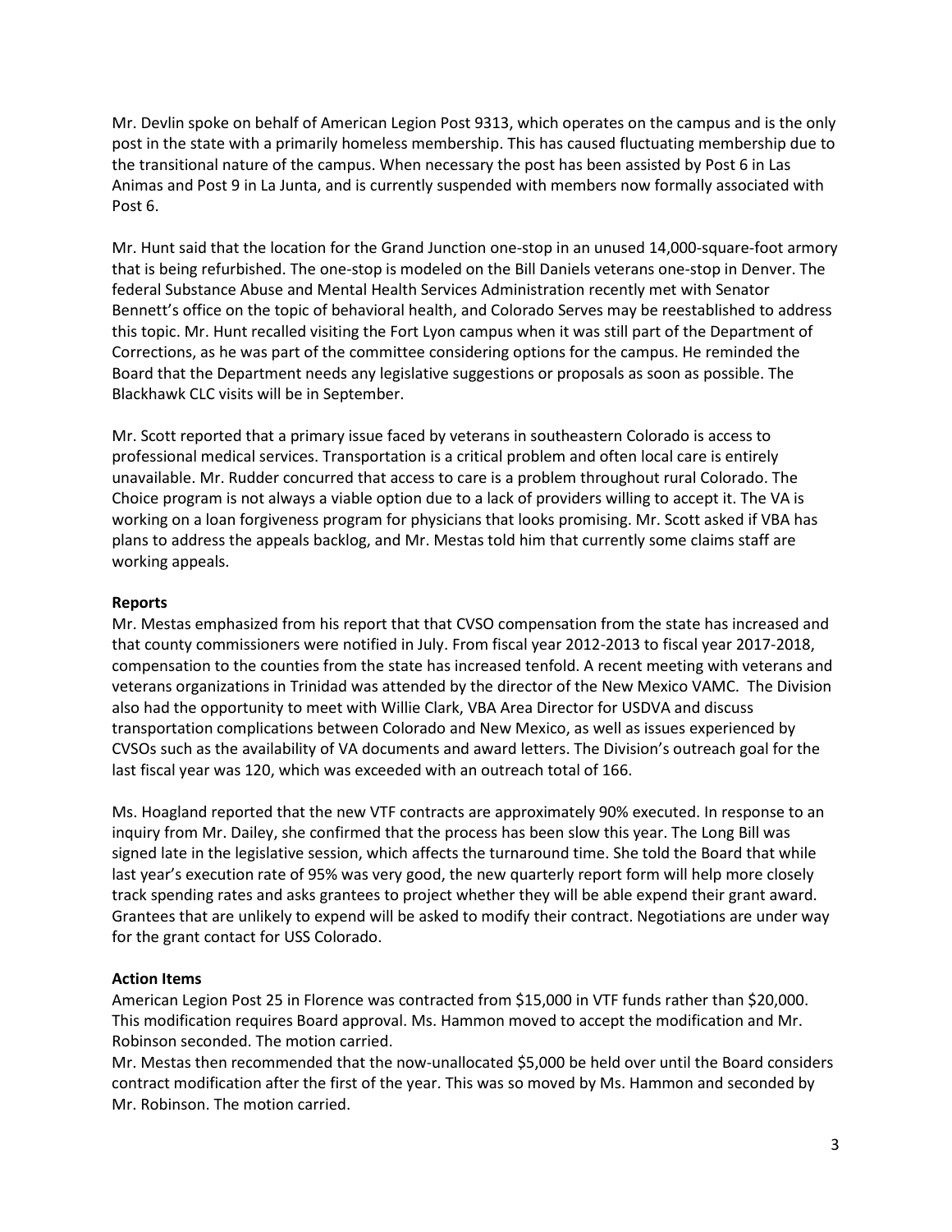Mr. Devlin spoke on behalf of American Legion Post 9313, which operates on the campus and is the only post in the state with a primarily homeless membership. This has caused fluctuating membership due to the transitional nature of the campus. When necessary the post has been assisted by Post 6 in Las Animas and Post 9 in La Junta, and is currently suspended with members now formally associated with Post 6.

Mr. Hunt said that the location for the Grand Junction one-stop in an unused 14,000-square-foot armory that is being refurbished. The one-stop is modeled on the Bill Daniels veterans one-stop in Denver. The federal Substance Abuse and Mental Health Services Administration recently met with Senator Bennett's office on the topic of behavioral health, and Colorado Serves may be reestablished to address this topic. Mr. Hunt recalled visiting the Fort Lyon campus when it was still part of the Department of Corrections, as he was part of the committee considering options for the campus. He reminded the Board that the Department needs any legislative suggestions or proposals as soon as possible. The Blackhawk CLC visits will be in September.

Mr. Scott reported that a primary issue faced by veterans in southeastern Colorado is access to professional medical services. Transportation is a critical problem and often local care is entirely unavailable. Mr. Rudder concurred that access to care is a problem throughout rural Colorado. The Choice program is not always a viable option due to a lack of providers willing to accept it. The VA is working on a loan forgiveness program for physicians that looks promising. Mr. Scott asked if VBA has plans to address the appeals backlog, and Mr. Mestas told him that currently some claims staff are working appeals.

**Reports**

Mr. Mestas emphasized from his report that that CVSO compensation from the state has increased and that county commissioners were notified in July. From fiscal year 2012-2013 to fiscal year 2017-2018, compensation to the counties from the state has increased tenfold. A recent meeting with veterans and veterans organizations in Trinidad was attended by the director of the New Mexico VAMC. The Division also had the opportunity to meet with Willie Clark, VBA Area Director for USDVA and discuss transportation complications between Colorado and New Mexico, as well as issues experienced by CVSOs such as the availability of VA documents and award letters. The Division's outreach goal for the last fiscal year was 120, which was exceeded with an outreach total of 166.

Ms. Hoagland reported that the new VTF contracts are approximately 90% executed. In response to an inquiry from Mr. Dailey, she confirmed that the process has been slow this year. The Long Bill was signed late in the legislative session, which affects the turnaround time. She told the Board that while last year's execution rate of 95% was very good, the new quarterly report form will help more closely track spending rates and asks grantees to project whether they will be able expend their grant award. Grantees that are unlikely to expend will be asked to modify their contract. Negotiations are under way for the grant contact for USS Colorado.

**Action Items**

American Legion Post 25 in Florence was contracted from $15,000 in VTF funds rather than $20,000. This modification requires Board approval. Ms. Hammon moved to accept the modification and Mr. Robinson seconded. The motion carried.

Mr. Mestas then recommended that the now-unallocated $5,000 be held over until the Board considers contract modification after the first of the year. This was so moved by Ms. Hammon and seconded by Mr. Robinson. The motion carried.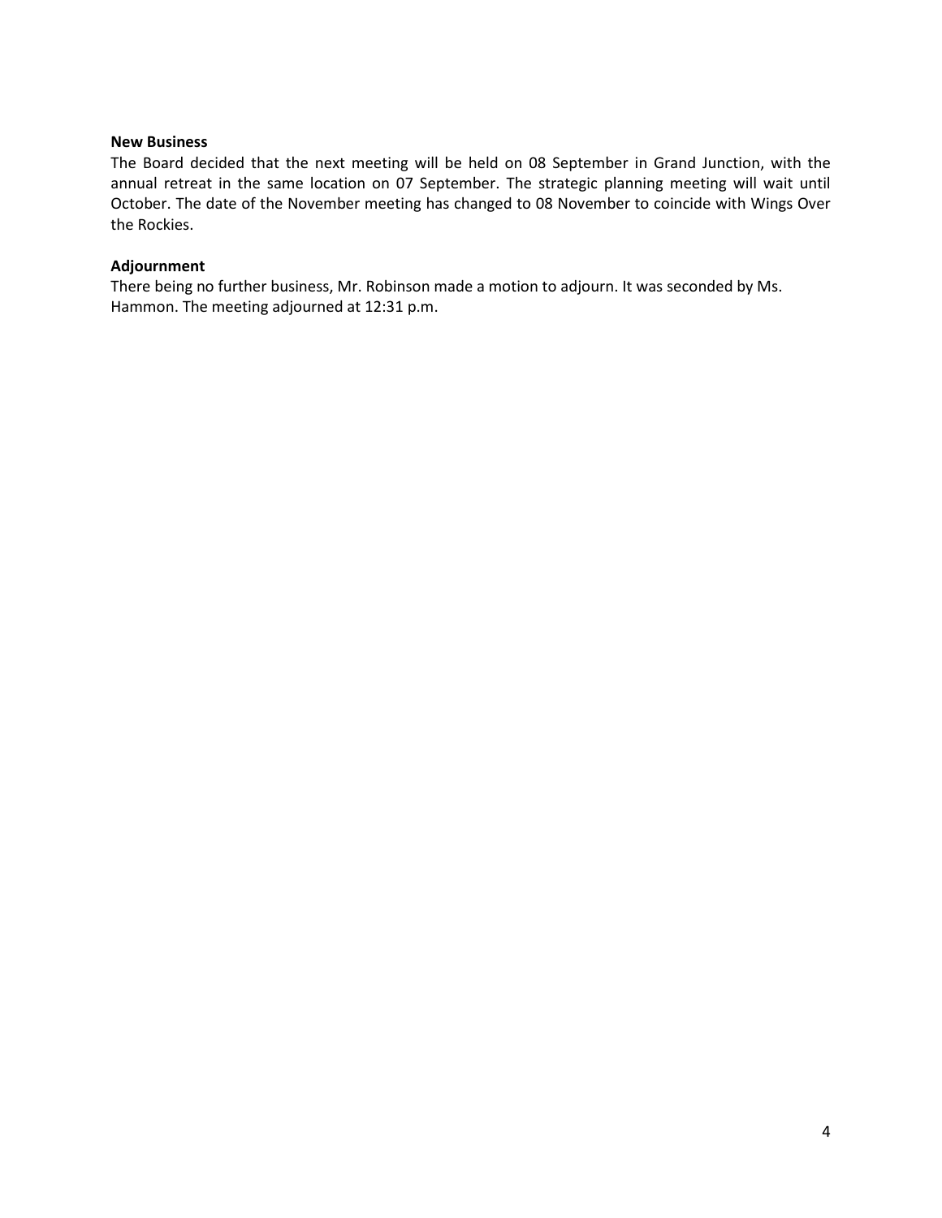**New Business**

The Board decided that the next meeting will be held on 08 September in Grand Junction, with the annual retreat in the same location on 07 September. The strategic planning meeting will wait until October. The date of the November meeting has changed to 08 November to coincide with Wings Over the Rockies.

**Adjournment**

There being no further business, Mr. Robinson made a motion to adjourn. It was seconded by Ms. Hammon. The meeting adjourned at 12:31 p.m.